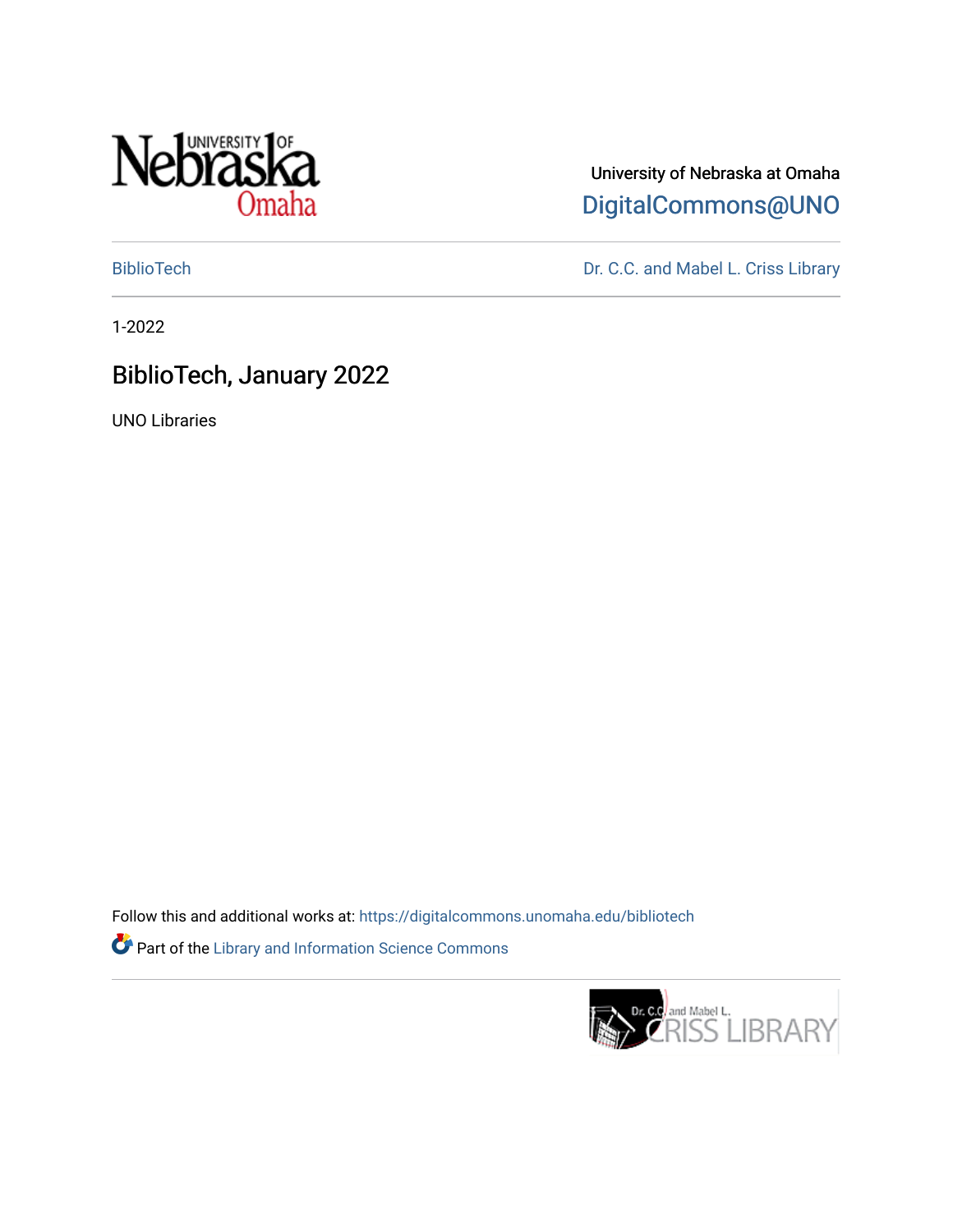University of Nebraska at Omaha

DigitalCommons@UNO

BiblioTech

Dr. C.C. and Mabel L. Criss Library

1-2022

# BiblioTech, January 2022

UNO Libraries

Follow this and additional works at: https://digitalcommons.unomaha.edu/bibliotech

Part of the Library and Information Science Commons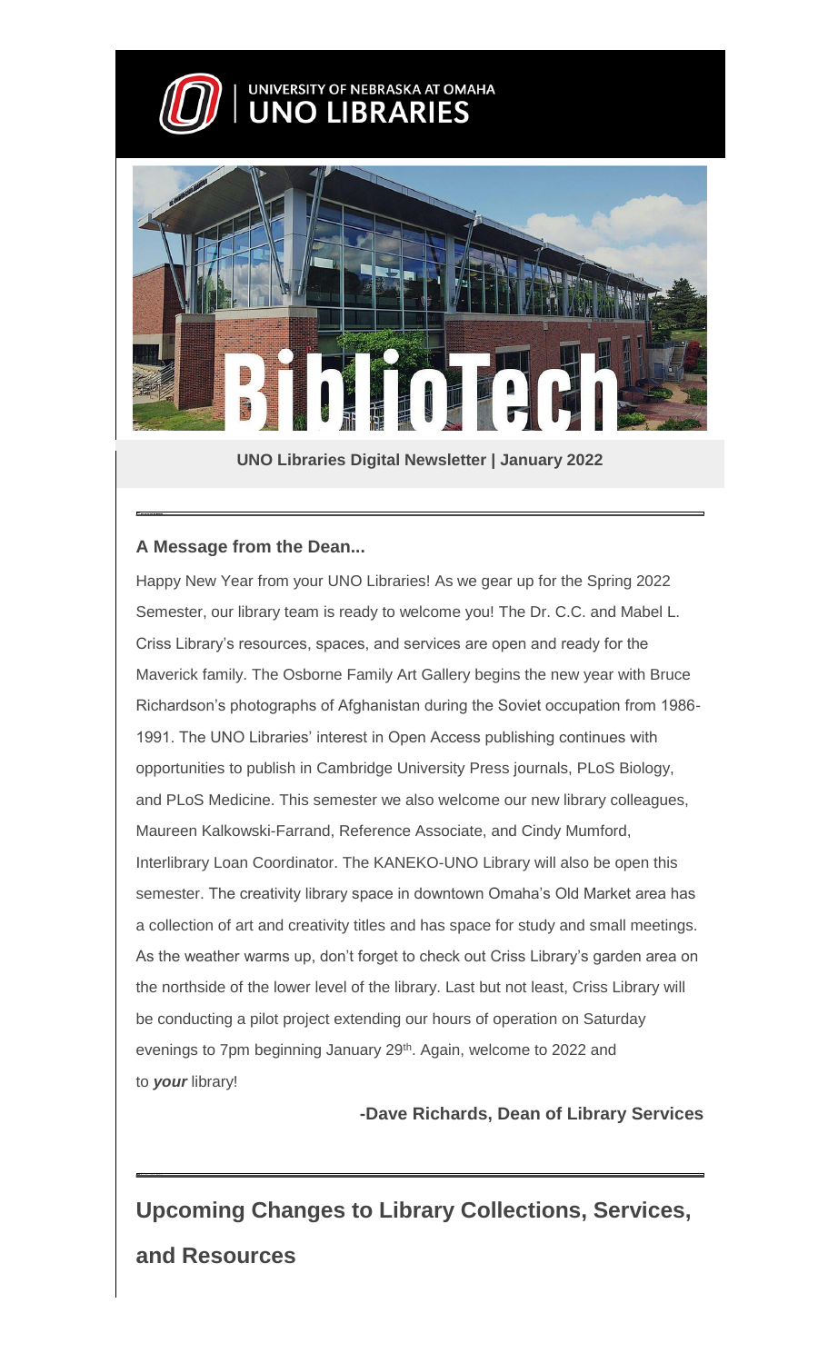UNIVERSITY OF NEBRASKA AT OMAHA
**UNO LIBRARIES**

**UNO Libraries Digital Newsletter | January 2022**

### A Message from the Dean...

Happy New Year from your UNO Libraries! As we gear up for the Spring 2022 Semester, our library team is ready to welcome you! The Dr. C.C. and Mabel L. Criss Library's resources, spaces, and services are open and ready for the Maverick family. The Osborne Family Art Gallery begins the new year with Bruce Richardson's photographs of Afghanistan during the Soviet occupation from 1986-1991. The UNO Libraries' interest in Open Access publishing continues with opportunities to publish in Cambridge University Press journals, PLoS Biology, and PLoS Medicine. This semester we also welcome our new library colleagues, Maureen Kalkowski-Farrand, Reference Associate, and Cindy Mumford, Interlibrary Loan Coordinator. The KANEKO-UNO Library will also be open this semester. The creativity library space in downtown Omaha's Old Market area has a collection of art and creativity titles and has space for study and small meetings. As the weather warms up, don't forget to check out Criss Library's garden area on the northside of the lower level of the library. Last but not least, Criss Library will be conducting a pilot project extending our hours of operation on Saturday evenings to 7pm beginning January 29th. Again, welcome to 2022 and to ***your*** library!

**-Dave Richards, Dean of Library Services**

## Upcoming Changes to Library Collections, Services, and Resources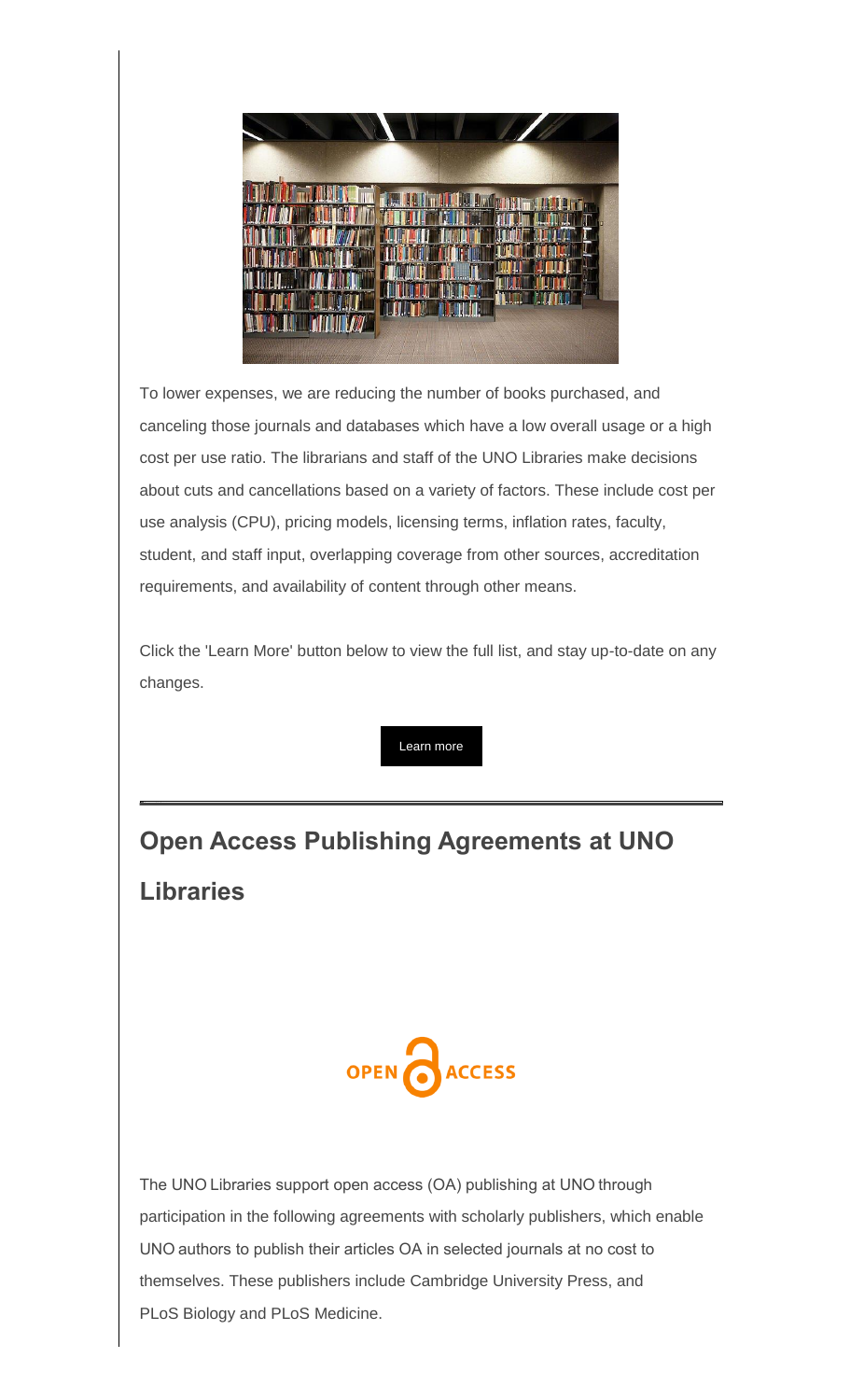To lower expenses, we are reducing the number of books purchased, and canceling those journals and databases which have a low overall usage or a high cost per use ratio. The librarians and staff of the UNO Libraries make decisions about cuts and cancellations based on a variety of factors. These include cost per use analysis (CPU), pricing models, licensing terms, inflation rates, faculty, student, and staff input, overlapping coverage from other sources, accreditation requirements, and availability of content through other means.

Click the 'Learn More' button below to view the full list, and stay up-to-date on any changes.

Learn more

---

## Open Access Publishing Agreements at UNO Libraries

OPEN ACCESS

The UNO Libraries support open access (OA) publishing at UNO through participation in the following agreements with scholarly publishers, which enable UNO authors to publish their articles OA in selected journals at no cost to themselves. These publishers include Cambridge University Press, and PLoS Biology and PLoS Medicine.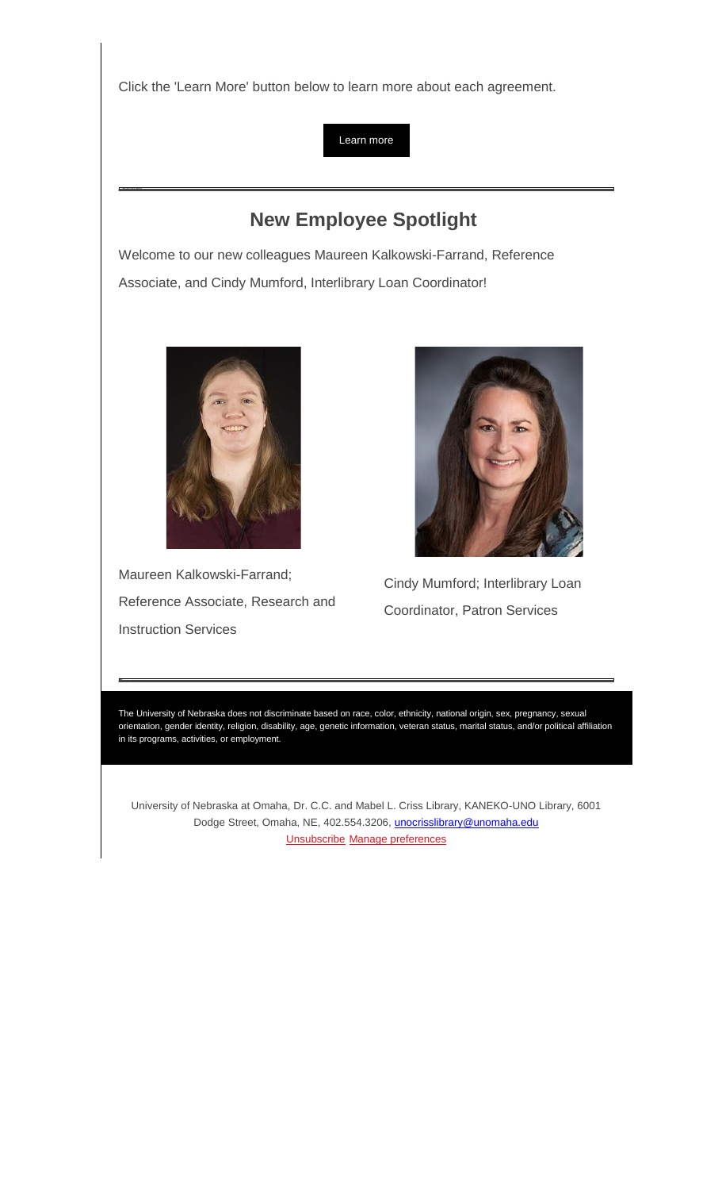Click the 'Learn More' button below to learn more about each agreement.

Learn more

---

## New Employee Spotlight

Welcome to our new colleagues Maureen Kalkowski-Farrand, Reference Associate, and Cindy Mumford, Interlibrary Loan Coordinator!

Maureen Kalkowski-Farrand; Reference Associate, Research and Instruction Services

Cindy Mumford; Interlibrary Loan Coordinator, Patron Services

---

The University of Nebraska does not discriminate based on race, color, ethnicity, national origin, sex, pregnancy, sexual orientation, gender identity, religion, disability, age, genetic information, veteran status, marital status, and/or political affiliation in its programs, activities, or employment.

University of Nebraska at Omaha, Dr. C.C. and Mabel L. Criss Library, KANEKO-UNO Library, 6001 Dodge Street, Omaha, NE, 402.554.3206, unocrisslibrary@unomaha.edu

Unsubscribe Manage preferences